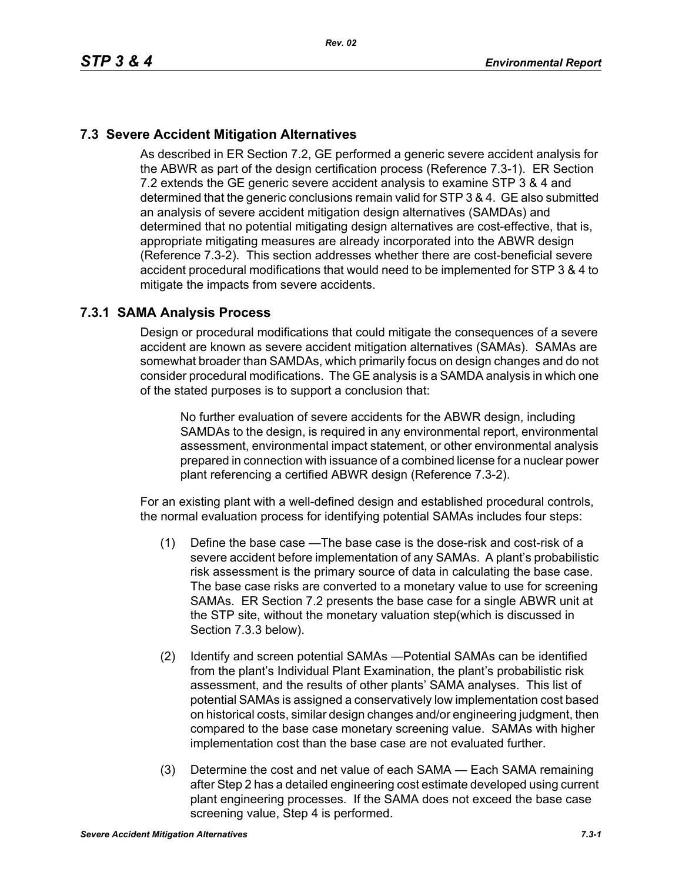## 7.3 Severe Accident Mitigation Alternatives

As described in ER Section 7.2, GE performed a generic severe accident analysis for the ABWR as part of the design certification process (Reference 7.3-1). ER Section 7.2 extends the GE generic severe accident analysis to examine STP 3 & 4 and determined that the generic conclusions remain valid for STP 3 & 4. GE also submitted an analysis of severe accident mitigation design alternatives (SAMDAs) and determined that no potential mitigating design alternatives are cost-effective, that is, appropriate mitigating measures are already incorporated into the ABWR design (Reference 7.3-2). This section addresses whether there are cost-beneficial severe accident procedural modifications that would need to be implemented for STP 3 & 4 to mitigate the impacts from severe accidents.

### 7.3.1 SAMA Analysis Process

Design or procedural modifications that could mitigate the consequences of a severe accident are known as severe accident mitigation alternatives (SAMAs). SAMAs are somewhat broader than SAMDAs, which primarily focus on design changes and do not consider procedural modifications. The GE analysis is a SAMDA analysis in which one of the stated purposes is to support a conclusion that:

> No further evaluation of severe accidents for the ABWR design, including SAMDAs to the design, is required in any environmental report, environmental assessment, environmental impact statement, or other environmental analysis prepared in connection with issuance of a combined license for a nuclear power plant referencing a certified ABWR design (Reference 7.3-2).

For an existing plant with a well-defined design and established procedural controls, the normal evaluation process for identifying potential SAMAs includes four steps:

(1) Define the base case —The base case is the dose-risk and cost-risk of a severe accident before implementation of any SAMAs. A plant's probabilistic risk assessment is the primary source of data in calculating the base case. The base case risks are converted to a monetary value to use for screening SAMAs. ER Section 7.2 presents the base case for a single ABWR unit at the STP site, without the monetary valuation step(which is discussed in Section 7.3.3 below).

(2) Identify and screen potential SAMAs —Potential SAMAs can be identified from the plant's Individual Plant Examination, the plant's probabilistic risk assessment, and the results of other plants' SAMA analyses. This list of potential SAMAs is assigned a conservatively low implementation cost based on historical costs, similar design changes and/or engineering judgment, then compared to the base case monetary screening value. SAMAs with higher implementation cost than the base case are not evaluated further.

(3) Determine the cost and net value of each SAMA — Each SAMA remaining after Step 2 has a detailed engineering cost estimate developed using current plant engineering processes. If the SAMA does not exceed the base case screening value, Step 4 is performed.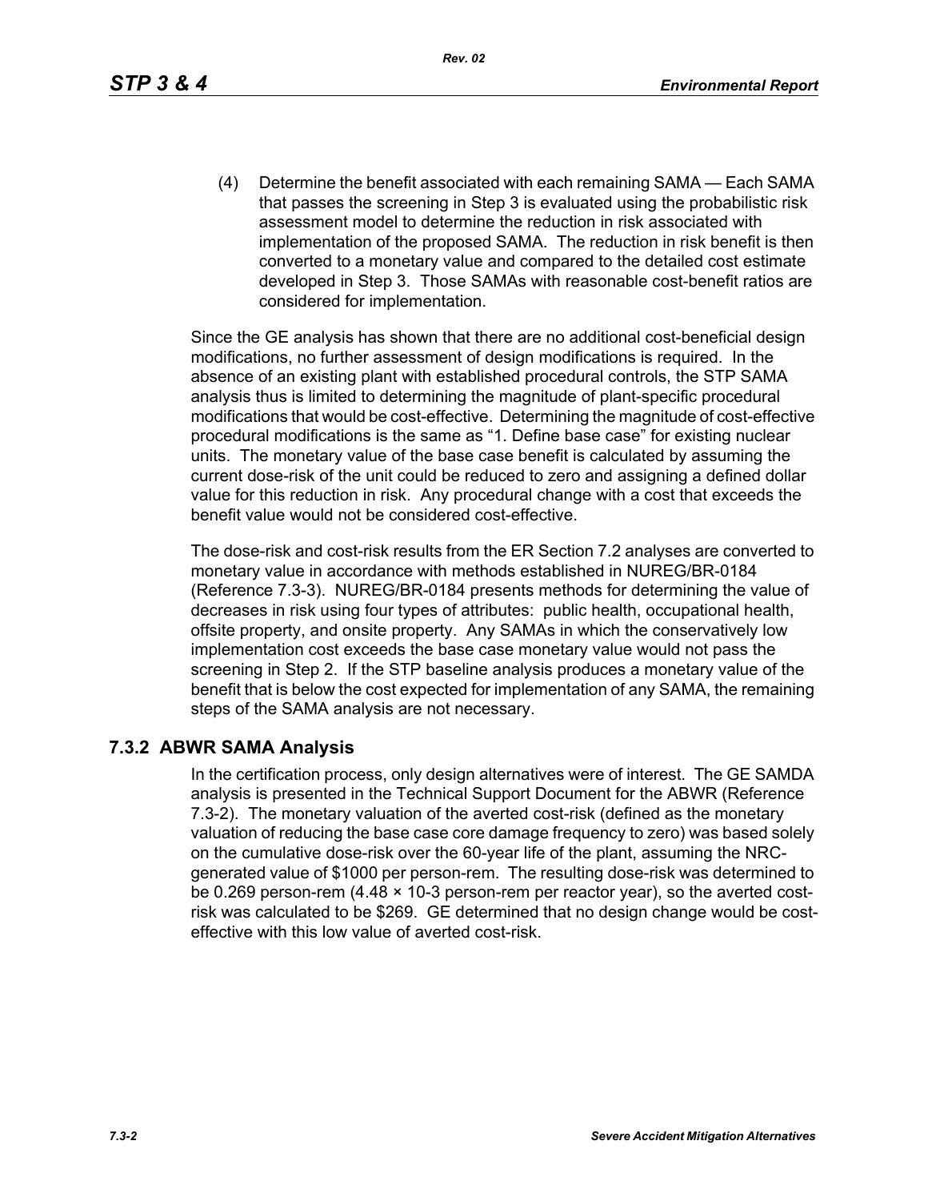(4) Determine the benefit associated with each remaining SAMA — Each SAMA that passes the screening in Step 3 is evaluated using the probabilistic risk assessment model to determine the reduction in risk associated with implementation of the proposed SAMA. The reduction in risk benefit is then converted to a monetary value and compared to the detailed cost estimate developed in Step 3. Those SAMAs with reasonable cost-benefit ratios are considered for implementation.

Since the GE analysis has shown that there are no additional cost-beneficial design modifications, no further assessment of design modifications is required. In the absence of an existing plant with established procedural controls, the STP SAMA analysis thus is limited to determining the magnitude of plant-specific procedural modifications that would be cost-effective. Determining the magnitude of cost-effective procedural modifications is the same as "1. Define base case" for existing nuclear units. The monetary value of the base case benefit is calculated by assuming the current dose-risk of the unit could be reduced to zero and assigning a defined dollar value for this reduction in risk. Any procedural change with a cost that exceeds the benefit value would not be considered cost-effective.

The dose-risk and cost-risk results from the ER Section 7.2 analyses are converted to monetary value in accordance with methods established in NUREG/BR-0184 (Reference 7.3-3). NUREG/BR-0184 presents methods for determining the value of decreases in risk using four types of attributes: public health, occupational health, offsite property, and onsite property. Any SAMAs in which the conservatively low implementation cost exceeds the base case monetary value would not pass the screening in Step 2. If the STP baseline analysis produces a monetary value of the benefit that is below the cost expected for implementation of any SAMA, the remaining steps of the SAMA analysis are not necessary.

## 7.3.2 ABWR SAMA Analysis

In the certification process, only design alternatives were of interest. The GE SAMDA analysis is presented in the Technical Support Document for the ABWR (Reference 7.3-2). The monetary valuation of the averted cost-risk (defined as the monetary valuation of reducing the base case core damage frequency to zero) was based solely on the cumulative dose-risk over the 60-year life of the plant, assuming the NRC-generated value of \$1000 per person-rem. The resulting dose-risk was determined to be 0.269 person-rem ($4.48 \times 10^{-3}$ person-rem per reactor year), so the averted cost-risk was calculated to be \$269. GE determined that no design change would be cost-effective with this low value of averted cost-risk.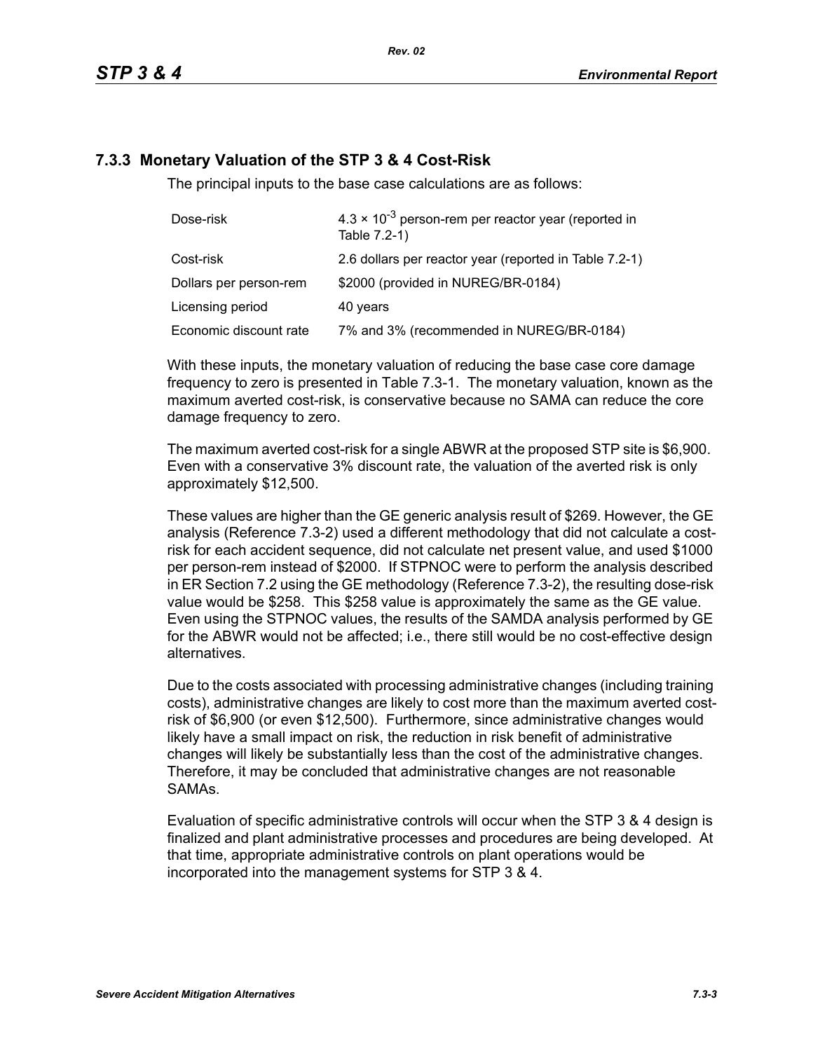### 7.3.3 Monetary Valuation of the STP 3 & 4 Cost-Risk

The principal inputs to the base case calculations are as follows:

| | |
|---|---|
| Dose-risk | $4.3 \times 10^{-3}$ person-rem per reactor year (reported in Table 7.2-1) |
| Cost-risk | 2.6 dollars per reactor year (reported in Table 7.2-1) |
| Dollars per person-rem | \$2000 (provided in NUREG/BR-0184) |
| Licensing period | 40 years |
| Economic discount rate | 7% and 3% (recommended in NUREG/BR-0184) |

With these inputs, the monetary valuation of reducing the base case core damage frequency to zero is presented in Table 7.3-1. The monetary valuation, known as the maximum averted cost-risk, is conservative because no SAMA can reduce the core damage frequency to zero.

The maximum averted cost-risk for a single ABWR at the proposed STP site is \$6,900. Even with a conservative 3% discount rate, the valuation of the averted risk is only approximately \$12,500.

These values are higher than the GE generic analysis result of \$269. However, the GE analysis (Reference 7.3-2) used a different methodology that did not calculate a cost-risk for each accident sequence, did not calculate net present value, and used \$1000 per person-rem instead of \$2000. If STPNOC were to perform the analysis described in ER Section 7.2 using the GE methodology (Reference 7.3-2), the resulting dose-risk value would be \$258. This \$258 value is approximately the same as the GE value. Even using the STPNOC values, the results of the SAMDA analysis performed by GE for the ABWR would not be affected; i.e., there still would be no cost-effective design alternatives.

Due to the costs associated with processing administrative changes (including training costs), administrative changes are likely to cost more than the maximum averted cost-risk of \$6,900 (or even \$12,500). Furthermore, since administrative changes would likely have a small impact on risk, the reduction in risk benefit of administrative changes will likely be substantially less than the cost of the administrative changes. Therefore, it may be concluded that administrative changes are not reasonable SAMAs.

Evaluation of specific administrative controls will occur when the STP 3 & 4 design is finalized and plant administrative processes and procedures are being developed. At that time, appropriate administrative controls on plant operations would be incorporated into the management systems for STP 3 & 4.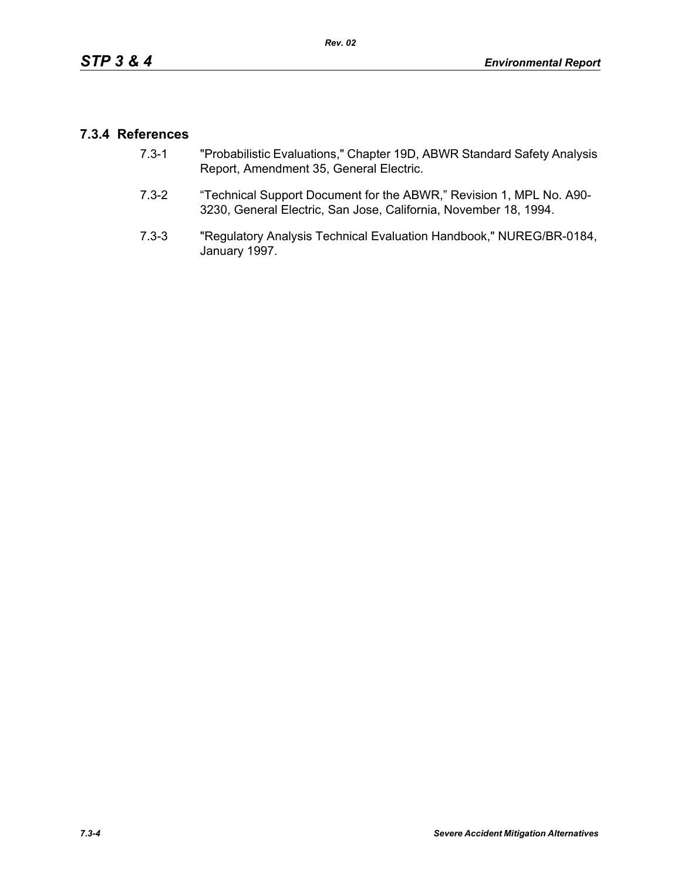### 7.3.4 References

7.3-1 "Probabilistic Evaluations," Chapter 19D, ABWR Standard Safety Analysis Report, Amendment 35, General Electric.

7.3-2 "Technical Support Document for the ABWR," Revision 1, MPL No. A90-3230, General Electric, San Jose, California, November 18, 1994.

7.3-3 "Regulatory Analysis Technical Evaluation Handbook," NUREG/BR-0184, January 1997.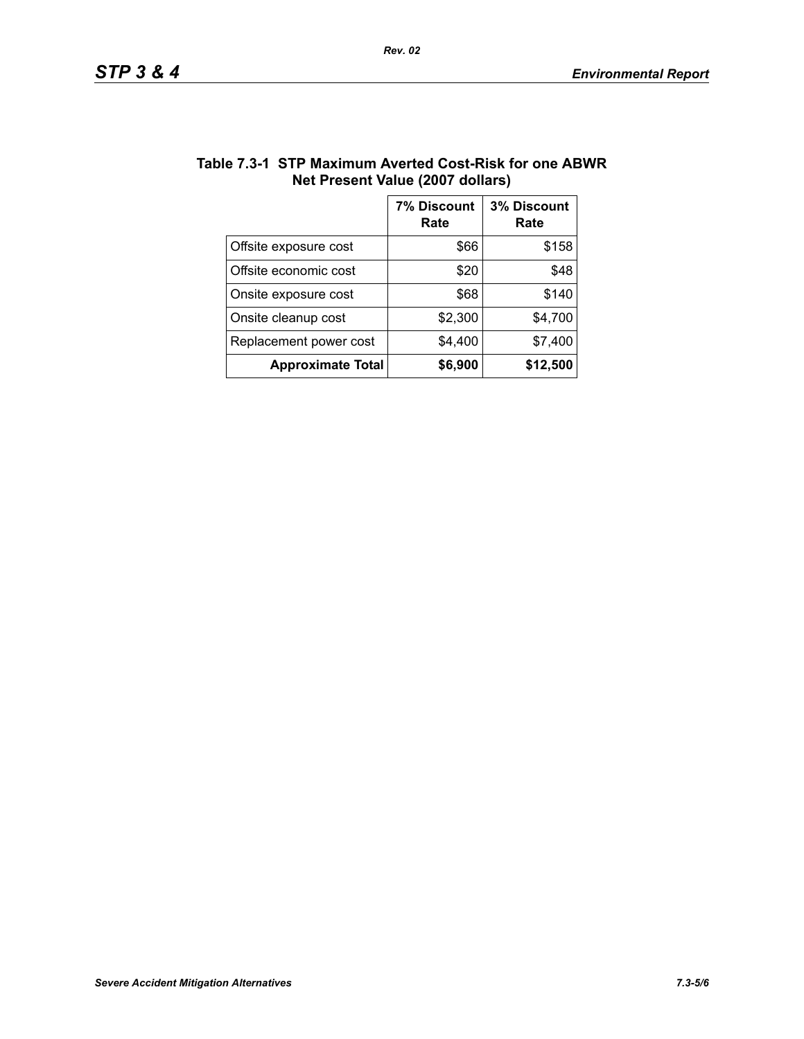**Table 7.3-1 STP Maximum Averted Cost-Risk for one ABWR Net Present Value (2007 dollars)**

| | 7% Discount Rate | 3% Discount Rate |
|---|---|---|
| Offsite exposure cost | $66 | $158 |
| Offsite economic cost | $20 | $48 |
| Onsite exposure cost | $68 | $140 |
| Onsite cleanup cost | $2,300 | $4,700 |
| Replacement power cost | $4,400 | $7,400 |
| **Approximate Total** | **$6,900** | **$12,500** |